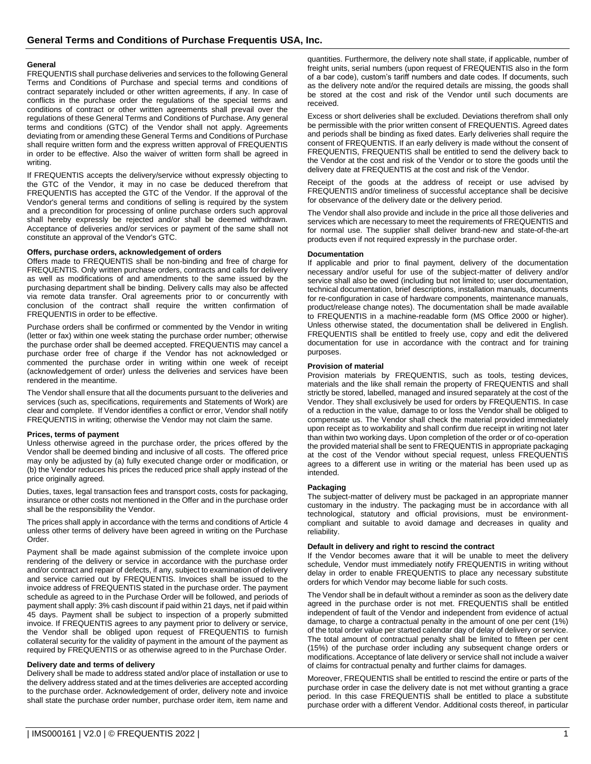# General Terms and Conditions of Purchase Frequentis USA, Inc.

**General**

FREQUENTIS shall purchase deliveries and services to the following General Terms and Conditions of Purchase and special terms and conditions of contract separately included or other written agreements, if any. In case of conflicts in the purchase order the regulations of the special terms and conditions of contract or other written agreements shall prevail over the regulations of these General Terms and Conditions of Purchase. Any general terms and conditions (GTC) of the Vendor shall not apply. Agreements deviating from or amending these General Terms and Conditions of Purchase shall require written form and the express written approval of FREQUENTIS in order to be effective. Also the waiver of written form shall be agreed in writing.

If FREQUENTIS accepts the delivery/service without expressly objecting to the GTC of the Vendor, it may in no case be deduced therefrom that FREQUENTIS has accepted the GTC of the Vendor. If the approval of the Vendor's general terms and conditions of selling is required by the system and a precondition for processing of online purchase orders such approval shall hereby expressly be rejected and/or shall be deemed withdrawn. Acceptance of deliveries and/or services or payment of the same shall not constitute an approval of the Vendor's GTC.

**Offers, purchase orders, acknowledgement of orders**

Offers made to FREQUENTIS shall be non-binding and free of charge for FREQUENTIS. Only written purchase orders, contracts and calls for delivery as well as modifications of and amendments to the same issued by the purchasing department shall be binding. Delivery calls may also be affected via remote data transfer. Oral agreements prior to or concurrently with conclusion of the contract shall require the written confirmation of FREQUENTIS in order to be effective.

Purchase orders shall be confirmed or commented by the Vendor in writing (letter or fax) within one week stating the purchase order number; otherwise the purchase order shall be deemed accepted. FREQUENTIS may cancel a purchase order free of charge if the Vendor has not acknowledged or commented the purchase order in writing within one week of receipt (acknowledgement of order) unless the deliveries and services have been rendered in the meantime.

The Vendor shall ensure that all the documents pursuant to the deliveries and services (such as, specifications, requirements and Statements of Work) are clear and complete. If Vendor identifies a conflict or error, Vendor shall notify FREQUENTIS in writing; otherwise the Vendor may not claim the same.

**Prices, terms of payment**

Unless otherwise agreed in the purchase order, the prices offered by the Vendor shall be deemed binding and inclusive of all costs. The offered price may only be adjusted by (a) fully executed change order or modification, or (b) the Vendor reduces his prices the reduced price shall apply instead of the price originally agreed.

Duties, taxes, legal transaction fees and transport costs, costs for packaging, insurance or other costs not mentioned in the Offer and in the purchase order shall be the responsibility the Vendor.

The prices shall apply in accordance with the terms and conditions of Article 4 unless other terms of delivery have been agreed in writing on the Purchase Order.

Payment shall be made against submission of the complete invoice upon rendering of the delivery or service in accordance with the purchase order and/or contract and repair of defects, if any, subject to examination of delivery and service carried out by FREQUENTIS. Invoices shall be issued to the invoice address of FREQUENTIS stated in the purchase order. The payment schedule as agreed to in the Purchase Order will be followed, and periods of payment shall apply: 3% cash discount if paid within 21 days, net if paid within 45 days. Payment shall be subject to inspection of a properly submitted invoice. If FREQUENTIS agrees to any payment prior to delivery or service, the Vendor shall be obliged upon request of FREQUENTIS to furnish collateral security for the validity of payment in the amount of the payment as required by FREQUENTIS or as otherwise agreed to in the Purchase Order.

**Delivery date and terms of delivery**

Delivery shall be made to address stated and/or place of installation or use to the delivery address stated and at the times deliveries are accepted according to the purchase order. Acknowledgement of order, delivery note and invoice shall state the purchase order number, purchase order item, item name and quantities. Furthermore, the delivery note shall state, if applicable, number of freight units, serial numbers (upon request of FREQUENTIS also in the form of a bar code), custom's tariff numbers and date codes. If documents, such as the delivery note and/or the required details are missing, the goods shall be stored at the cost and risk of the Vendor until such documents are received.

Excess or short deliveries shall be excluded. Deviations therefrom shall only be permissible with the prior written consent of FREQUENTIS. Agreed dates and periods shall be binding as fixed dates. Early deliveries shall require the consent of FREQUENTIS. If an early delivery is made without the consent of FREQUENTIS, FREQUENTIS shall be entitled to send the delivery back to the Vendor at the cost and risk of the Vendor or to store the goods until the delivery date at FREQUENTIS at the cost and risk of the Vendor.

Receipt of the goods at the address of receipt or use advised by FREQUENTIS and/or timeliness of successful acceptance shall be decisive for observance of the delivery date or the delivery period.

The Vendor shall also provide and include in the price all those deliveries and services which are necessary to meet the requirements of FREQUENTIS and for normal use. The supplier shall deliver brand-new and state-of-the-art products even if not required expressly in the purchase order.

**Documentation**

If applicable and prior to final payment, delivery of the documentation necessary and/or useful for use of the subject-matter of delivery and/or service shall also be owed (including but not limited to; user documentation, technical documentation, brief descriptions, installation manuals, documents for re-configuration in case of hardware components, maintenance manuals, product/release change notes). The documentation shall be made available to FREQUENTIS in a machine-readable form (MS Office 2000 or higher). Unless otherwise stated, the documentation shall be delivered in English. FREQUENTIS shall be entitled to freely use, copy and edit the delivered documentation for use in accordance with the contract and for training purposes.

**Provision of material**

Provision materials by FREQUENTIS, such as tools, testing devices, materials and the like shall remain the property of FREQUENTIS and shall strictly be stored, labelled, managed and insured separately at the cost of the Vendor. They shall exclusively be used for orders by FREQUENTIS. In case of a reduction in the value, damage to or loss the Vendor shall be obliged to compensate us. The Vendor shall check the material provided immediately upon receipt as to workability and shall confirm due receipt in writing not later than within two working days. Upon completion of the order or of co-operation the provided material shall be sent to FREQUENTIS in appropriate packaging at the cost of the Vendor without special request, unless FREQUENTIS agrees to a different use in writing or the material has been used up as intended.

**Packaging**

The subject-matter of delivery must be packaged in an appropriate manner customary in the industry. The packaging must be in accordance with all technological, statutory and official provisions, must be environment-compliant and suitable to avoid damage and decreases in quality and reliability.

**Default in delivery and right to rescind the contract**

If the Vendor becomes aware that it will be unable to meet the delivery schedule, Vendor must immediately notify FREQUENTIS in writing without delay in order to enable FREQUENTIS to place any necessary substitute orders for which Vendor may become liable for such costs.

The Vendor shall be in default without a reminder as soon as the delivery date agreed in the purchase order is not met. FREQUENTIS shall be entitled independent of fault of the Vendor and independent from evidence of actual damage, to charge a contractual penalty in the amount of one per cent (1%) of the total order value per started calendar day of delay of delivery or service. The total amount of contractual penalty shall be limited to fifteen per cent (15%) of the purchase order including any subsequent change orders or modifications. Acceptance of late delivery or service shall not include a waiver of claims for contractual penalty and further claims for damages.

Moreover, FREQUENTIS shall be entitled to rescind the entire or parts of the purchase order in case the delivery date is not met without granting a grace period. In this case FREQUENTIS shall be entitled to place a substitute purchase order with a different Vendor. Additional costs thereof, in particular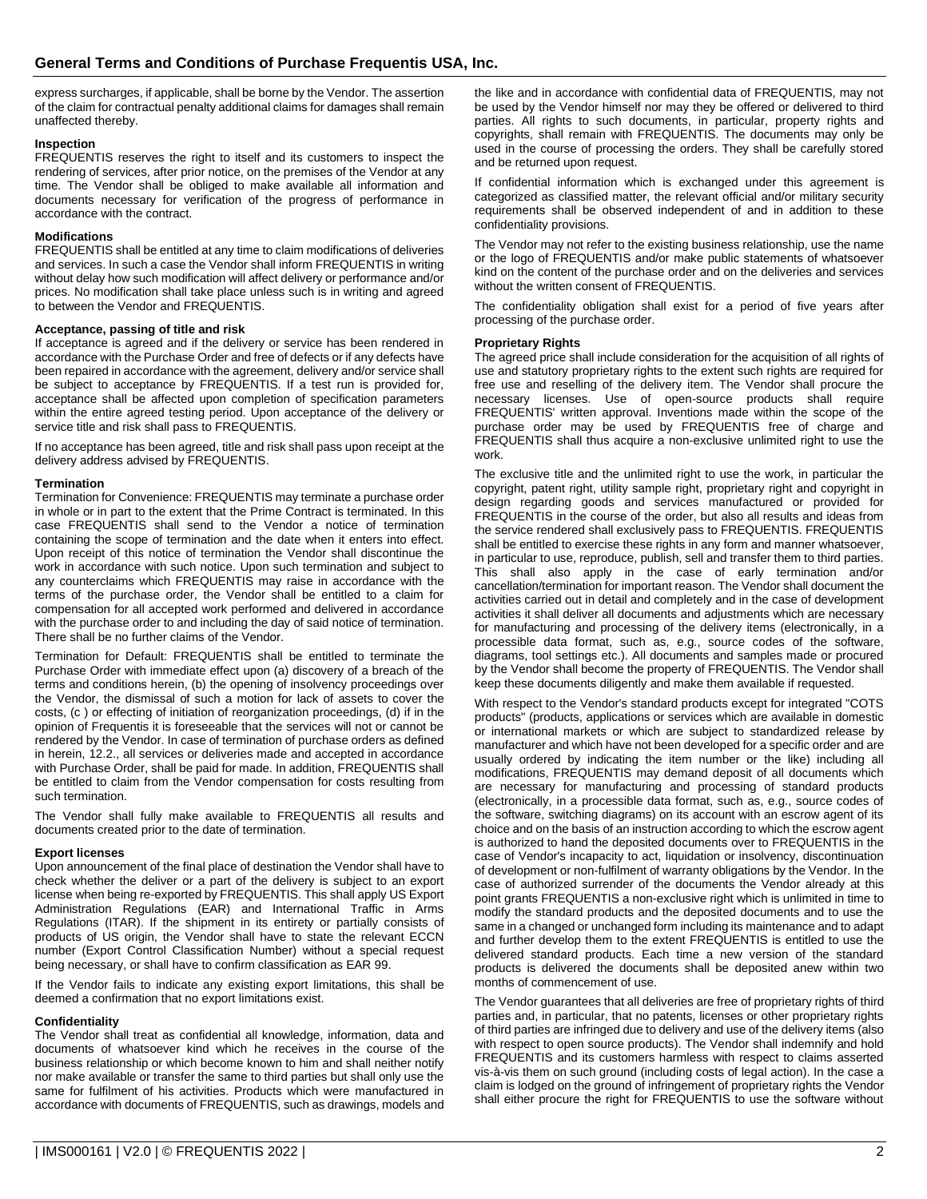express surcharges, if applicable, shall be borne by the Vendor. The assertion of the claim for contractual penalty additional claims for damages shall remain unaffected thereby.

**Inspection**
FREQUENTIS reserves the right to itself and its customers to inspect the rendering of services, after prior notice, on the premises of the Vendor at any time. The Vendor shall be obliged to make available all information and documents necessary for verification of the progress of performance in accordance with the contract.

**Modifications**
FREQUENTIS shall be entitled at any time to claim modifications of deliveries and services. In such a case the Vendor shall inform FREQUENTIS in writing without delay how such modification will affect delivery or performance and/or prices. No modification shall take place unless such is in writing and agreed to between the Vendor and FREQUENTIS.

**Acceptance, passing of title and risk**
If acceptance is agreed and if the delivery or service has been rendered in accordance with the Purchase Order and free of defects or if any defects have been repaired in accordance with the agreement, delivery and/or service shall be subject to acceptance by FREQUENTIS. If a test run is provided for, acceptance shall be affected upon completion of specification parameters within the entire agreed testing period. Upon acceptance of the delivery or service title and risk shall pass to FREQUENTIS.

If no acceptance has been agreed, title and risk shall pass upon receipt at the delivery address advised by FREQUENTIS.

**Termination**
Termination for Convenience: FREQUENTIS may terminate a purchase order in whole or in part to the extent that the Prime Contract is terminated. In this case FREQUENTIS shall send to the Vendor a notice of termination containing the scope of termination and the date when it enters into effect. Upon receipt of this notice of termination the Vendor shall discontinue the work in accordance with such notice. Upon such termination and subject to any counterclaims which FREQUENTIS may raise in accordance with the terms of the purchase order, the Vendor shall be entitled to a claim for compensation for all accepted work performed and delivered in accordance with the purchase order to and including the day of said notice of termination. There shall be no further claims of the Vendor.

Termination for Default: FREQUENTIS shall be entitled to terminate the Purchase Order with immediate effect upon (a) discovery of a breach of the terms and conditions herein, (b) the opening of insolvency proceedings over the Vendor, the dismissal of such a motion for lack of assets to cover the costs, (c ) or effecting of initiation of reorganization proceedings, (d) if in the opinion of Frequentis it is foreseeable that the services will not or cannot be rendered by the Vendor. In case of termination of purchase orders as defined in herein, 12.2., all services or deliveries made and accepted in accordance with Purchase Order, shall be paid for made. In addition, FREQUENTIS shall be entitled to claim from the Vendor compensation for costs resulting from such termination.

The Vendor shall fully make available to FREQUENTIS all results and documents created prior to the date of termination.

**Export licenses**
Upon announcement of the final place of destination the Vendor shall have to check whether the deliver or a part of the delivery is subject to an export license when being re-exported by FREQUENTIS. This shall apply US Export Administration Regulations (EAR) and International Traffic in Arms Regulations (ITAR). If the shipment in its entirety or partially consists of products of US origin, the Vendor shall have to state the relevant ECCN number (Export Control Classification Number) without a special request being necessary, or shall have to confirm classification as EAR 99.

If the Vendor fails to indicate any existing export limitations, this shall be deemed a confirmation that no export limitations exist.

**Confidentiality**
The Vendor shall treat as confidential all knowledge, information, data and documents of whatsoever kind which he receives in the course of the business relationship or which become known to him and shall neither notify nor make available or transfer the same to third parties but shall only use the same for fulfilment of his activities. Products which were manufactured in accordance with documents of FREQUENTIS, such as drawings, models and the like and in accordance with confidential data of FREQUENTIS, may not be used by the Vendor himself nor may they be offered or delivered to third parties. All rights to such documents, in particular, property rights and copyrights, shall remain with FREQUENTIS. The documents may only be used in the course of processing the orders. They shall be carefully stored and be returned upon request.

If confidential information which is exchanged under this agreement is categorized as classified matter, the relevant official and/or military security requirements shall be observed independent of and in addition to these confidentiality provisions.

The Vendor may not refer to the existing business relationship, use the name or the logo of FREQUENTIS and/or make public statements of whatsoever kind on the content of the purchase order and on the deliveries and services without the written consent of FREQUENTIS.

The confidentiality obligation shall exist for a period of five years after processing of the purchase order.

**Proprietary Rights**
The agreed price shall include consideration for the acquisition of all rights of use and statutory proprietary rights to the extent such rights are required for free use and reselling of the delivery item. The Vendor shall procure the necessary licenses. Use of open-source products shall require FREQUENTIS' written approval. Inventions made within the scope of the purchase order may be used by FREQUENTIS free of charge and FREQUENTIS shall thus acquire a non-exclusive unlimited right to use the work.

The exclusive title and the unlimited right to use the work, in particular the copyright, patent right, utility sample right, proprietary right and copyright in design regarding goods and services manufactured or provided for FREQUENTIS in the course of the order, but also all results and ideas from the service rendered shall exclusively pass to FREQUENTIS. FREQUENTIS shall be entitled to exercise these rights in any form and manner whatsoever, in particular to use, reproduce, publish, sell and transfer them to third parties. This shall also apply in the case of early termination and/or cancellation/termination for important reason. The Vendor shall document the activities carried out in detail and completely and in the case of development activities it shall deliver all documents and adjustments which are necessary for manufacturing and processing of the delivery items (electronically, in a processible data format, such as, e.g., source codes of the software, diagrams, tool settings etc.). All documents and samples made or procured by the Vendor shall become the property of FREQUENTIS. The Vendor shall keep these documents diligently and make them available if requested.

With respect to the Vendor's standard products except for integrated "COTS products" (products, applications or services which are available in domestic or international markets or which are subject to standardized release by manufacturer and which have not been developed for a specific order and are usually ordered by indicating the item number or the like) including all modifications, FREQUENTIS may demand deposit of all documents which are necessary for manufacturing and processing of standard products (electronically, in a processible data format, such as, e.g., source codes of the software, switching diagrams) on its account with an escrow agent of its choice and on the basis of an instruction according to which the escrow agent is authorized to hand the deposited documents over to FREQUENTIS in the case of Vendor's incapacity to act, liquidation or insolvency, discontinuation of development or non-fulfilment of warranty obligations by the Vendor. In the case of authorized surrender of the documents the Vendor already at this point grants FREQUENTIS a non-exclusive right which is unlimited in time to modify the standard products and the deposited documents and to use the same in a changed or unchanged form including its maintenance and to adapt and further develop them to the extent FREQUENTIS is entitled to use the delivered standard products. Each time a new version of the standard products is delivered the documents shall be deposited anew within two months of commencement of use.

The Vendor guarantees that all deliveries are free of proprietary rights of third parties and, in particular, that no patents, licenses or other proprietary rights of third parties are infringed due to delivery and use of the delivery items (also with respect to open source products). The Vendor shall indemnify and hold FREQUENTIS and its customers harmless with respect to claims asserted vis-à-vis them on such ground (including costs of legal action). In the case a claim is lodged on the ground of infringement of proprietary rights the Vendor shall either procure the right for FREQUENTIS to use the software without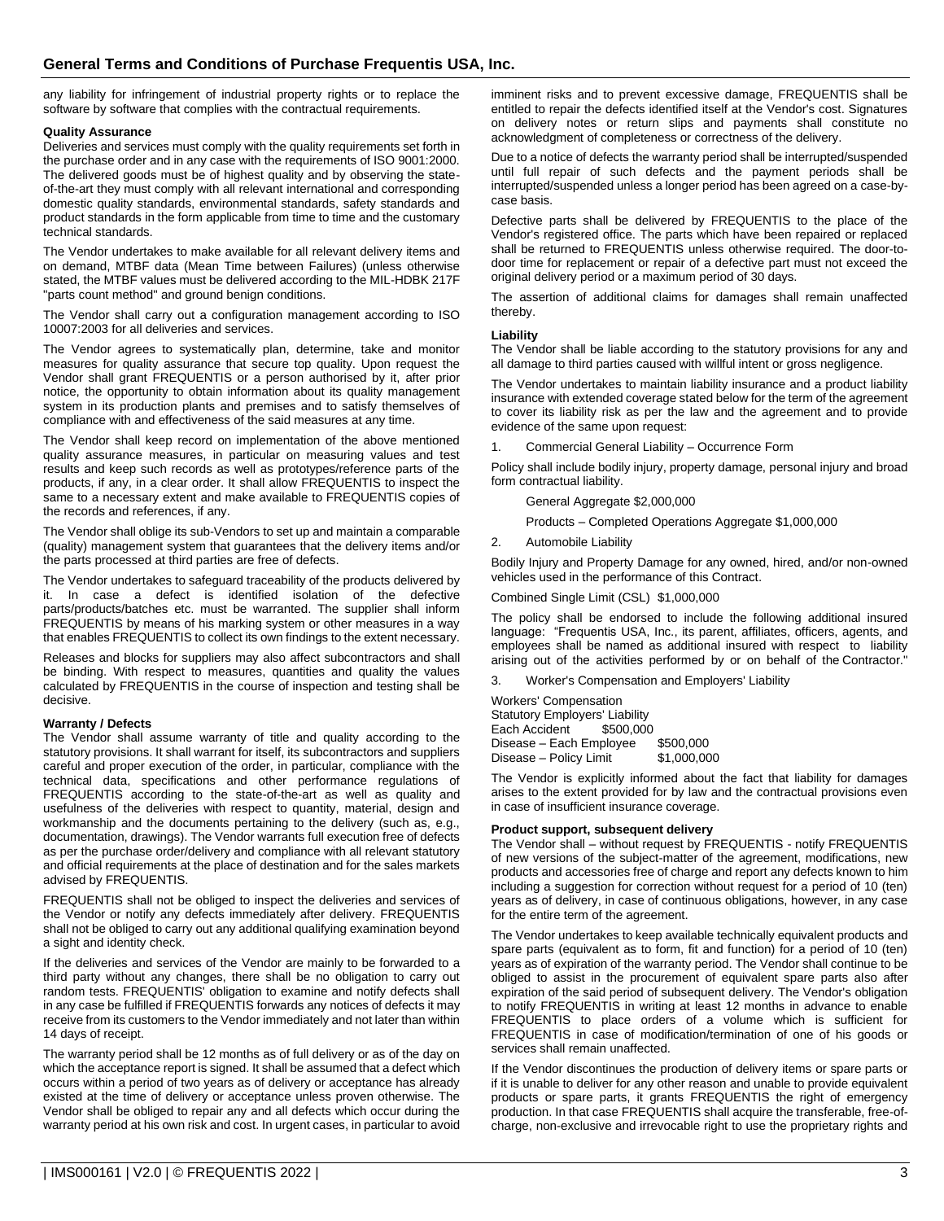any liability for infringement of industrial property rights or to replace the software by software that complies with the contractual requirements.

**Quality Assurance**

Deliveries and services must comply with the quality requirements set forth in the purchase order and in any case with the requirements of ISO 9001:2000. The delivered goods must be of highest quality and by observing the state-of-the-art they must comply with all relevant international and corresponding domestic quality standards, environmental standards, safety standards and product standards in the form applicable from time to time and the customary technical standards.

The Vendor undertakes to make available for all relevant delivery items and on demand, MTBF data (Mean Time between Failures) (unless otherwise stated, the MTBF values must be delivered according to the MIL-HDBK 217F "parts count method" and ground benign conditions.

The Vendor shall carry out a configuration management according to ISO 10007:2003 for all deliveries and services.

The Vendor agrees to systematically plan, determine, take and monitor measures for quality assurance that secure top quality. Upon request the Vendor shall grant FREQUENTIS or a person authorised by it, after prior notice, the opportunity to obtain information about its quality management system in its production plants and premises and to satisfy themselves of compliance with and effectiveness of the said measures at any time.

The Vendor shall keep record on implementation of the above mentioned quality assurance measures, in particular on measuring values and test results and keep such records as well as prototypes/reference parts of the products, if any, in a clear order. It shall allow FREQUENTIS to inspect the same to a necessary extent and make available to FREQUENTIS copies of the records and references, if any.

The Vendor shall oblige its sub-Vendors to set up and maintain a comparable (quality) management system that guarantees that the delivery items and/or the parts processed at third parties are free of defects.

The Vendor undertakes to safeguard traceability of the products delivered by it. In case a defect is identified isolation of the defective parts/products/batches etc. must be warranted. The supplier shall inform FREQUENTIS by means of his marking system or other measures in a way that enables FREQUENTIS to collect its own findings to the extent necessary.

Releases and blocks for suppliers may also affect subcontractors and shall be binding. With respect to measures, quantities and quality the values calculated by FREQUENTIS in the course of inspection and testing shall be decisive.

**Warranty / Defects**

The Vendor shall assume warranty of title and quality according to the statutory provisions. It shall warrant for itself, its subcontractors and suppliers careful and proper execution of the order, in particular, compliance with the technical data, specifications and other performance regulations of FREQUENTIS according to the state-of-the-art as well as quality and usefulness of the deliveries with respect to quantity, material, design and workmanship and the documents pertaining to the delivery (such as, e.g., documentation, drawings). The Vendor warrants full execution free of defects as per the purchase order/delivery and compliance with all relevant statutory and official requirements at the place of destination and for the sales markets advised by FREQUENTIS.

FREQUENTIS shall not be obliged to inspect the deliveries and services of the Vendor or notify any defects immediately after delivery. FREQUENTIS shall not be obliged to carry out any additional qualifying examination beyond a sight and identity check.

If the deliveries and services of the Vendor are mainly to be forwarded to a third party without any changes, there shall be no obligation to carry out random tests. FREQUENTIS' obligation to examine and notify defects shall in any case be fulfilled if FREQUENTIS forwards any notices of defects it may receive from its customers to the Vendor immediately and not later than within 14 days of receipt.

The warranty period shall be 12 months as of full delivery or as of the day on which the acceptance report is signed. It shall be assumed that a defect which occurs within a period of two years as of delivery or acceptance has already existed at the time of delivery or acceptance unless proven otherwise. The Vendor shall be obliged to repair any and all defects which occur during the warranty period at his own risk and cost. In urgent cases, in particular to avoid imminent risks and to prevent excessive damage, FREQUENTIS shall be entitled to repair the defects identified itself at the Vendor's cost. Signatures on delivery notes or return slips and payments shall constitute no acknowledgment of completeness or correctness of the delivery.

Due to a notice of defects the warranty period shall be interrupted/suspended until full repair of such defects and the payment periods shall be interrupted/suspended unless a longer period has been agreed on a case-by-case basis.

Defective parts shall be delivered by FREQUENTIS to the place of the Vendor's registered office. The parts which have been repaired or replaced shall be returned to FREQUENTIS unless otherwise required. The door-to-door time for replacement or repair of a defective part must not exceed the original delivery period or a maximum period of 30 days.

The assertion of additional claims for damages shall remain unaffected thereby.

**Liability**

The Vendor shall be liable according to the statutory provisions for any and all damage to third parties caused with willful intent or gross negligence.

The Vendor undertakes to maintain liability insurance and a product liability insurance with extended coverage stated below for the term of the agreement to cover its liability risk as per the law and the agreement and to provide evidence of the same upon request:

1. Commercial General Liability – Occurrence Form

Policy shall include bodily injury, property damage, personal injury and broad form contractual liability.

General Aggregate $2,000,000

Products – Completed Operations Aggregate $1,000,000

2. Automobile Liability

Bodily Injury and Property Damage for any owned, hired, and/or non-owned vehicles used in the performance of this Contract.

Combined Single Limit (CSL) $1,000,000

The policy shall be endorsed to include the following additional insured language: "Frequentis USA, Inc., its parent, affiliates, officers, agents, and employees shall be named as additional insured with respect to liability arising out of the activities performed by or on behalf of the Contractor."

3. Worker's Compensation and Employers' Liability

Workers' Compensation
Statutory Employers' Liability
Each Accident $500,000
Disease – Each Employee $500,000
Disease – Policy Limit $1,000,000

The Vendor is explicitly informed about the fact that liability for damages arises to the extent provided for by law and the contractual provisions even in case of insufficient insurance coverage.

**Product support, subsequent delivery**

The Vendor shall – without request by FREQUENTIS - notify FREQUENTIS of new versions of the subject-matter of the agreement, modifications, new products and accessories free of charge and report any defects known to him including a suggestion for correction without request for a period of 10 (ten) years as of delivery, in case of continuous obligations, however, in any case for the entire term of the agreement.

The Vendor undertakes to keep available technically equivalent products and spare parts (equivalent as to form, fit and function) for a period of 10 (ten) years as of expiration of the warranty period. The Vendor shall continue to be obliged to assist in the procurement of equivalent spare parts also after expiration of the said period of subsequent delivery. The Vendor's obligation to notify FREQUENTIS in writing at least 12 months in advance to enable FREQUENTIS to place orders of a volume which is sufficient for FREQUENTIS in case of modification/termination of one of his goods or services shall remain unaffected.

If the Vendor discontinues the production of delivery items or spare parts or if it is unable to deliver for any other reason and unable to provide equivalent products or spare parts, it grants FREQUENTIS the right of emergency production. In that case FREQUENTIS shall acquire the transferable, free-of-charge, non-exclusive and irrevocable right to use the proprietary rights and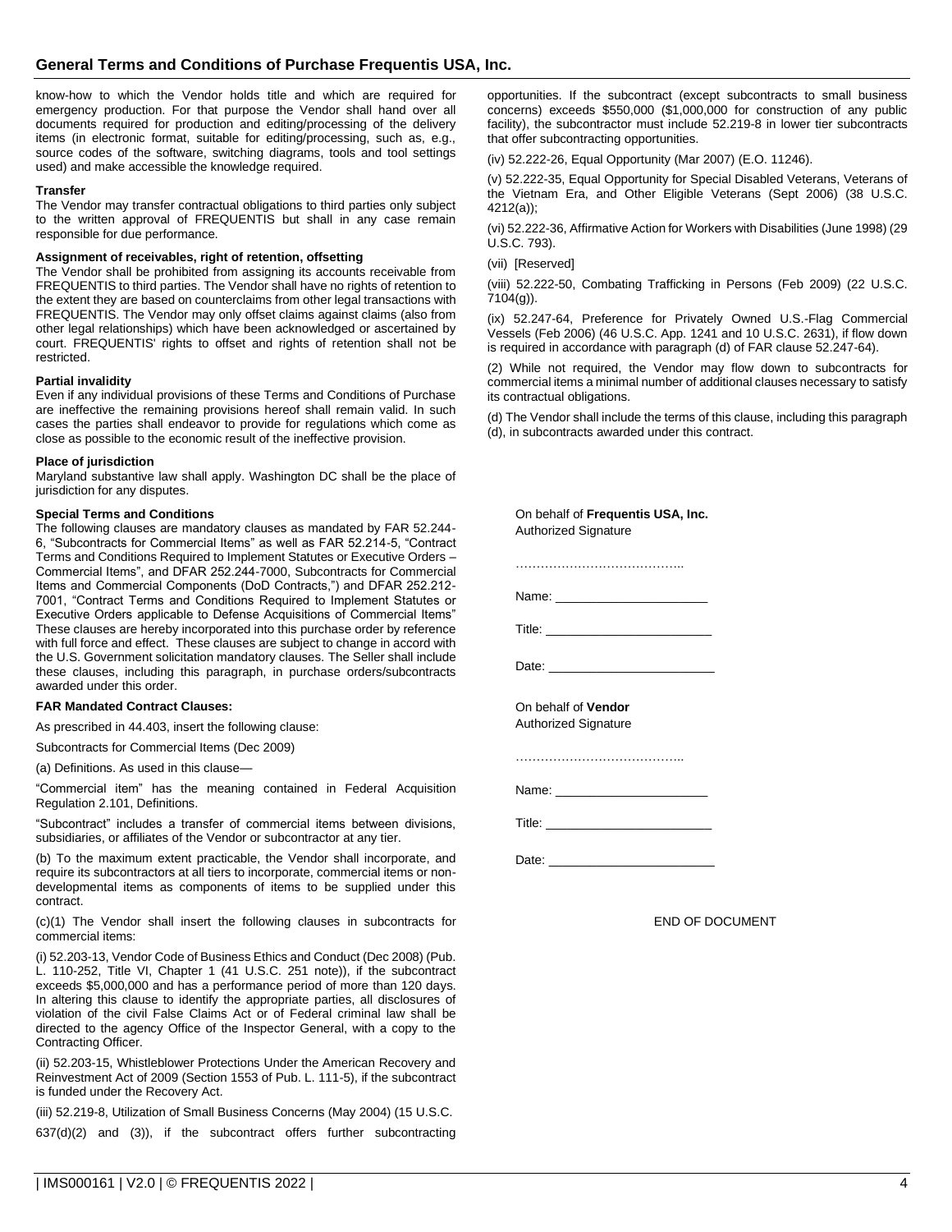know-how to which the Vendor holds title and which are required for emergency production. For that purpose the Vendor shall hand over all documents required for production and editing/processing of the delivery items (in electronic format, suitable for editing/processing, such as, e.g., source codes of the software, switching diagrams, tools and tool settings used) and make accessible the knowledge required.

**Transfer**

The Vendor may transfer contractual obligations to third parties only subject to the written approval of FREQUENTIS but shall in any case remain responsible for due performance.

**Assignment of receivables, right of retention, offsetting**

The Vendor shall be prohibited from assigning its accounts receivable from FREQUENTIS to third parties. The Vendor shall have no rights of retention to the extent they are based on counterclaims from other legal transactions with FREQUENTIS. The Vendor may only offset claims against claims (also from other legal relationships) which have been acknowledged or ascertained by court. FREQUENTIS' rights to offset and rights of retention shall not be restricted.

**Partial invalidity**

Even if any individual provisions of these Terms and Conditions of Purchase are ineffective the remaining provisions hereof shall remain valid. In such cases the parties shall endeavor to provide for regulations which come as close as possible to the economic result of the ineffective provision.

**Place of jurisdiction**

Maryland substantive law shall apply. Washington DC shall be the place of jurisdiction for any disputes.

**Special Terms and Conditions**

The following clauses are mandatory clauses as mandated by FAR 52.244-6, "Subcontracts for Commercial Items" as well as FAR 52.214-5, "Contract Terms and Conditions Required to Implement Statutes or Executive Orders – Commercial Items", and DFAR 252.244-7000, Subcontracts for Commercial Items and Commercial Components (DoD Contracts,") and DFAR 252.212-7001, "Contract Terms and Conditions Required to Implement Statutes or Executive Orders applicable to Defense Acquisitions of Commercial Items" These clauses are hereby incorporated into this purchase order by reference with full force and effect. These clauses are subject to change in accord with the U.S. Government solicitation mandatory clauses. The Seller shall include these clauses, including this paragraph, in purchase orders/subcontracts awarded under this order.

**FAR Mandated Contract Clauses:**

As prescribed in 44.403, insert the following clause:

Subcontracts for Commercial Items (Dec 2009)

(a) Definitions. As used in this clause—

"Commercial item" has the meaning contained in Federal Acquisition Regulation 2.101, Definitions.

"Subcontract" includes a transfer of commercial items between divisions, subsidiaries, or affiliates of the Vendor or subcontractor at any tier.

(b) To the maximum extent practicable, the Vendor shall incorporate, and require its subcontractors at all tiers to incorporate, commercial items or non-developmental items as components of items to be supplied under this contract.

(c)(1) The Vendor shall insert the following clauses in subcontracts for commercial items:

(i) 52.203-13, Vendor Code of Business Ethics and Conduct (Dec 2008) (Pub. L. 110-252, Title VI, Chapter 1 (41 U.S.C. 251 note)), if the subcontract exceeds $5,000,000 and has a performance period of more than 120 days. In altering this clause to identify the appropriate parties, all disclosures of violation of the civil False Claims Act or of Federal criminal law shall be directed to the agency Office of the Inspector General, with a copy to the Contracting Officer.

(ii) 52.203-15, Whistleblower Protections Under the American Recovery and Reinvestment Act of 2009 (Section 1553 of Pub. L. 111-5), if the subcontract is funded under the Recovery Act.

(iii) 52.219-8, Utilization of Small Business Concerns (May 2004) (15 U.S.C. 637(d)(2) and (3)), if the subcontract offers further subcontracting opportunities. If the subcontract (except subcontracts to small business concerns) exceeds $550,000 ($1,000,000 for construction of any public facility), the subcontractor must include 52.219-8 in lower tier subcontracts that offer subcontracting opportunities.

(iv) 52.222-26, Equal Opportunity (Mar 2007) (E.O. 11246).

(v) 52.222-35, Equal Opportunity for Special Disabled Veterans, Veterans of the Vietnam Era, and Other Eligible Veterans (Sept 2006) (38 U.S.C. 4212(a));

(vi) 52.222-36, Affirmative Action for Workers with Disabilities (June 1998) (29 U.S.C. 793).

(vii) [Reserved]

(viii) 52.222-50, Combating Trafficking in Persons (Feb 2009) (22 U.S.C. 7104(g)).

(ix) 52.247-64, Preference for Privately Owned U.S.-Flag Commercial Vessels (Feb 2006) (46 U.S.C. App. 1241 and 10 U.S.C. 2631), if flow down is required in accordance with paragraph (d) of FAR clause 52.247-64).

(2) While not required, the Vendor may flow down to subcontracts for commercial items a minimal number of additional clauses necessary to satisfy its contractual obligations.

(d) The Vendor shall include the terms of this clause, including this paragraph (d), in subcontracts awarded under this contract.

On behalf of **Frequentis USA, Inc.**
Authorized Signature

…………………………………..

Name: ______________________

Title: ________________________

Date: ________________________

On behalf of **Vendor**
Authorized Signature

…………………………………..

Name: ______________________

Title: ________________________

Date: ________________________

END OF DOCUMENT